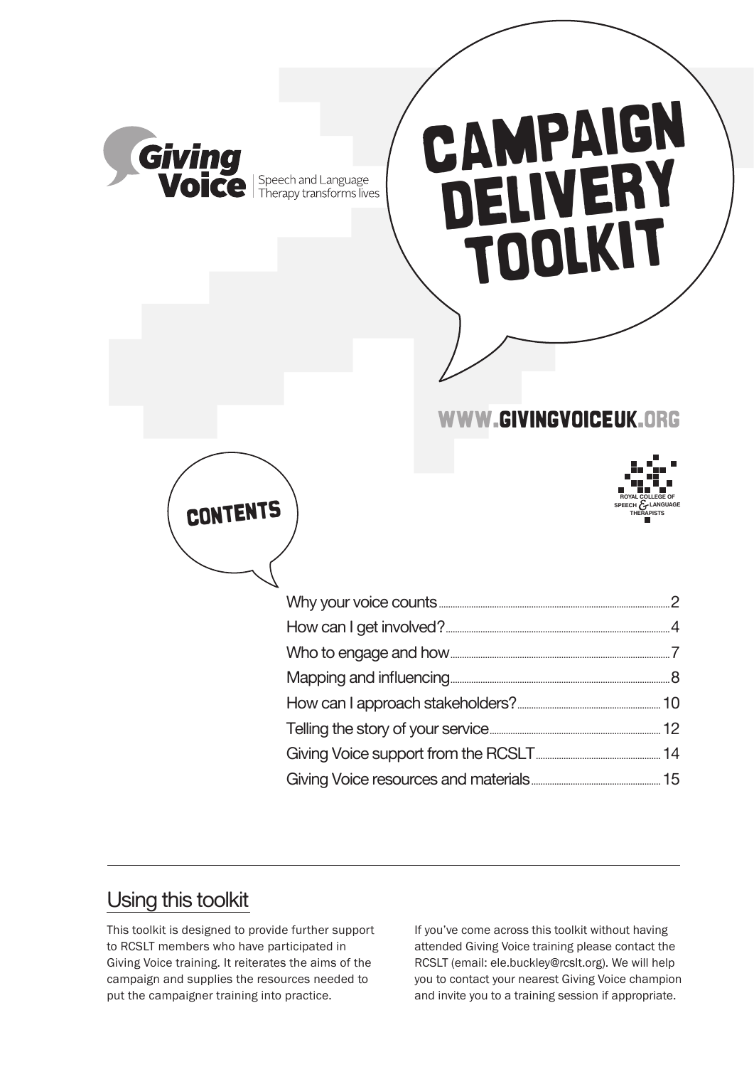Giving Voice | Speech and Language Therapy transforms lives

# CAMPAIGN DELIVERY TOOLKIT

WWW.GIVINGVOICEUK.ORG

ROYAL COLLEGE OF SPEECH & LANGUAGE THERAPISTS

## CONTENTS

| | |
|---|---|
| Why your voice counts | 2 |
| How can I get involved? | 4 |
| Who to engage and how | 7 |
| Mapping and influencing | 8 |
| How can I approach stakeholders? | 10 |
| Telling the story of your service | 12 |
| Giving Voice support from the RCSLT | 14 |
| Giving Voice resources and materials | 15 |

## Using this toolkit

This toolkit is designed to provide further support to RCSLT members who have participated in Giving Voice training. It reiterates the aims of the campaign and supplies the resources needed to put the campaigner training into practice.

If you've come across this toolkit without having attended Giving Voice training please contact the RCSLT (email: ele.buckley@rcslt.org). We will help you to contact your nearest Giving Voice champion and invite you to a training session if appropriate.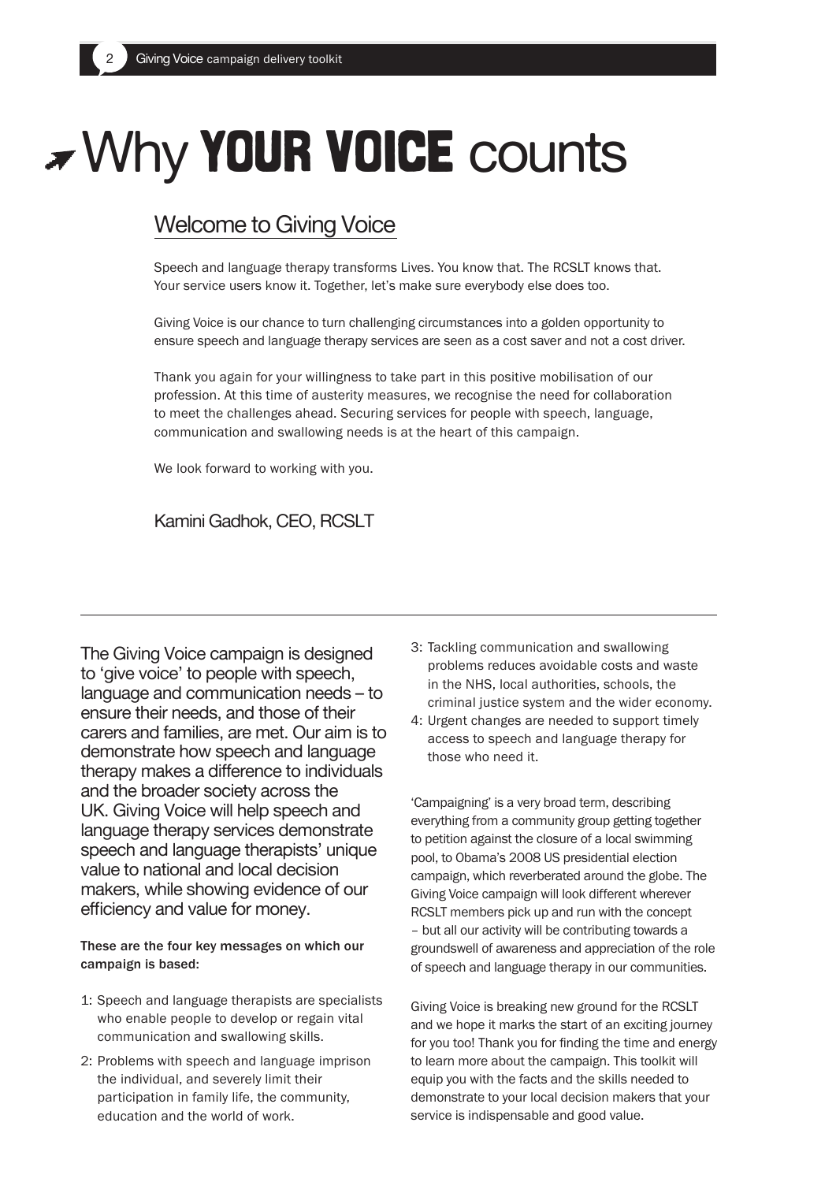# Why YOUR VOICE counts

## Welcome to Giving Voice

Speech and language therapy transforms Lives. You know that. The RCSLT knows that. Your service users know it. Together, let's make sure everybody else does too.

Giving Voice is our chance to turn challenging circumstances into a golden opportunity to ensure speech and language therapy services are seen as a cost saver and not a cost driver.

Thank you again for your willingness to take part in this positive mobilisation of our profession. At this time of austerity measures, we recognise the need for collaboration to meet the challenges ahead. Securing services for people with speech, language, communication and swallowing needs is at the heart of this campaign.

We look forward to working with you.

Kamini Gadhok, CEO, RCSLT

---

The Giving Voice campaign is designed to 'give voice' to people with speech, language and communication needs – to ensure their needs, and those of their carers and families, are met. Our aim is to demonstrate how speech and language therapy makes a difference to individuals and the broader society across the UK. Giving Voice will help speech and language therapy services demonstrate speech and language therapists' unique value to national and local decision makers, while showing evidence of our efficiency and value for money.

**These are the four key messages on which our campaign is based:**

1: Speech and language therapists are specialists who enable people to develop or regain vital communication and swallowing skills.

2: Problems with speech and language imprison the individual, and severely limit their participation in family life, the community, education and the world of work.

3: Tackling communication and swallowing problems reduces avoidable costs and waste in the NHS, local authorities, schools, the criminal justice system and the wider economy.

4: Urgent changes are needed to support timely access to speech and language therapy for those who need it.

'Campaigning' is a very broad term, describing everything from a community group getting together to petition against the closure of a local swimming pool, to Obama's 2008 US presidential election campaign, which reverberated around the globe. The Giving Voice campaign will look different wherever RCSLT members pick up and run with the concept – but all our activity will be contributing towards a groundswell of awareness and appreciation of the role of speech and language therapy in our communities.

Giving Voice is breaking new ground for the RCSLT and we hope it marks the start of an exciting journey for you too! Thank you for finding the time and energy to learn more about the campaign. This toolkit will equip you with the facts and the skills needed to demonstrate to your local decision makers that your service is indispensable and good value.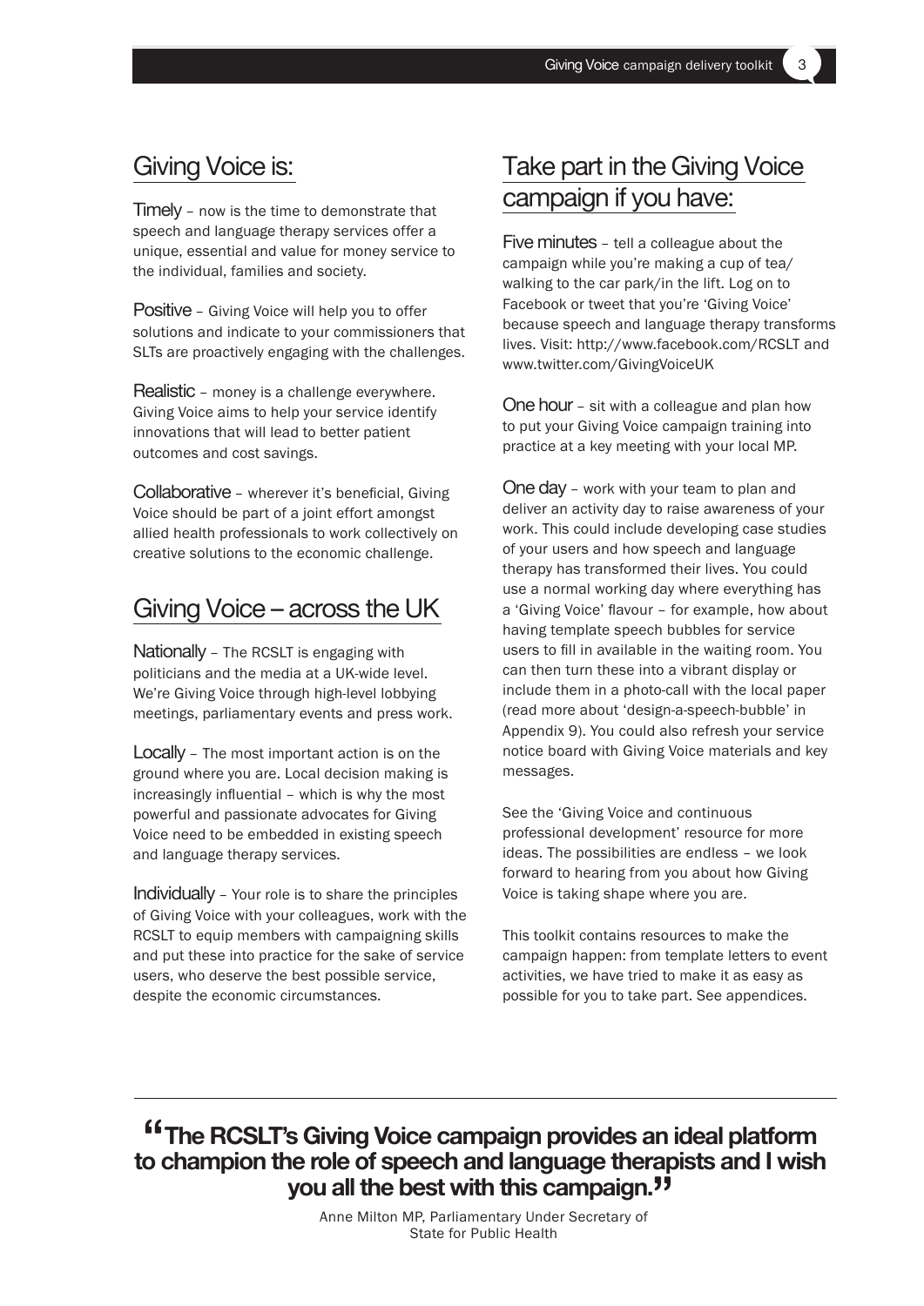## Giving Voice is:

**Timely** – now is the time to demonstrate that speech and language therapy services offer a unique, essential and value for money service to the individual, families and society.

**Positive** – Giving Voice will help you to offer solutions and indicate to your commissioners that SLTs are proactively engaging with the challenges.

**Realistic** – money is a challenge everywhere. Giving Voice aims to help your service identify innovations that will lead to better patient outcomes and cost savings.

**Collaborative** – wherever it's beneficial, Giving Voice should be part of a joint effort amongst allied health professionals to work collectively on creative solutions to the economic challenge.

## Giving Voice – across the UK

**Nationally** – The RCSLT is engaging with politicians and the media at a UK-wide level. We're Giving Voice through high-level lobbying meetings, parliamentary events and press work.

**Locally** – The most important action is on the ground where you are. Local decision making is increasingly influential – which is why the most powerful and passionate advocates for Giving Voice need to be embedded in existing speech and language therapy services.

**Individually** – Your role is to share the principles of Giving Voice with your colleagues, work with the RCSLT to equip members with campaigning skills and put these into practice for the sake of service users, who deserve the best possible service, despite the economic circumstances.

## Take part in the Giving Voice campaign if you have:

**Five minutes** – tell a colleague about the campaign while you're making a cup of tea/ walking to the car park/in the lift. Log on to Facebook or tweet that you're 'Giving Voice' because speech and language therapy transforms lives. Visit: http://www.facebook.com/RCSLT and www.twitter.com/GivingVoiceUK

**One hour** – sit with a colleague and plan how to put your Giving Voice campaign training into practice at a key meeting with your local MP.

**One day** – work with your team to plan and deliver an activity day to raise awareness of your work. This could include developing case studies of your users and how speech and language therapy has transformed their lives. You could use a normal working day where everything has a 'Giving Voice' flavour – for example, how about having template speech bubbles for service users to fill in available in the waiting room. You can then turn these into a vibrant display or include them in a photo-call with the local paper (read more about 'design-a-speech-bubble' in Appendix 9). You could also refresh your service notice board with Giving Voice materials and key messages.

See the 'Giving Voice and continuous professional development' resource for more ideas. The possibilities are endless – we look forward to hearing from you about how Giving Voice is taking shape where you are.

This toolkit contains resources to make the campaign happen: from template letters to event activities, we have tried to make it as easy as possible for you to take part. See appendices.

---

> **"The RCSLT's Giving Voice campaign provides an ideal platform to champion the role of speech and language therapists and I wish you all the best with this campaign."**
>
> Anne Milton MP, Parliamentary Under Secretary of State for Public Health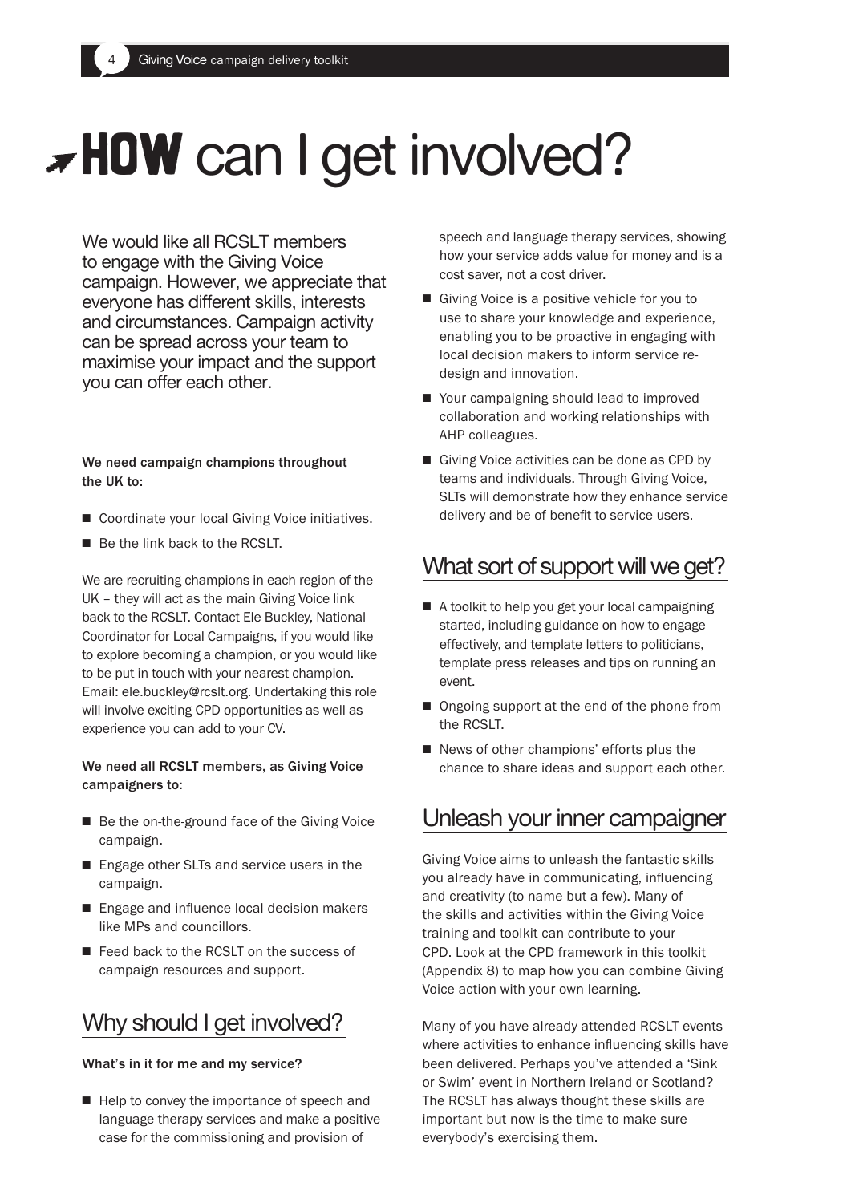# HOW can I get involved?

We would like all RCSLT members to engage with the Giving Voice campaign. However, we appreciate that everyone has different skills, interests and circumstances. Campaign activity can be spread across your team to maximise your impact and the support you can offer each other.

**We need campaign champions throughout the UK to:**

- Coordinate your local Giving Voice initiatives.
- Be the link back to the RCSLT.

We are recruiting champions in each region of the UK – they will act as the main Giving Voice link back to the RCSLT. Contact Ele Buckley, National Coordinator for Local Campaigns, if you would like to explore becoming a champion, or you would like to be put in touch with your nearest champion. Email: ele.buckley@rcslt.org. Undertaking this role will involve exciting CPD opportunities as well as experience you can add to your CV.

**We need all RCSLT members, as Giving Voice campaigners to:**

- Be the on-the-ground face of the Giving Voice campaign.
- Engage other SLTs and service users in the campaign.
- Engage and influence local decision makers like MPs and councillors.
- Feed back to the RCSLT on the success of campaign resources and support.

## Why should I get involved?

**What's in it for me and my service?**

- Help to convey the importance of speech and language therapy services and make a positive case for the commissioning and provision of speech and language therapy services, showing how your service adds value for money and is a cost saver, not a cost driver.
- Giving Voice is a positive vehicle for you to use to share your knowledge and experience, enabling you to be proactive in engaging with local decision makers to inform service re-design and innovation.
- Your campaigning should lead to improved collaboration and working relationships with AHP colleagues.
- Giving Voice activities can be done as CPD by teams and individuals. Through Giving Voice, SLTs will demonstrate how they enhance service delivery and be of benefit to service users.

## What sort of support will we get?

- A toolkit to help you get your local campaigning started, including guidance on how to engage effectively, and template letters to politicians, template press releases and tips on running an event.
- Ongoing support at the end of the phone from the RCSLT.
- News of other champions' efforts plus the chance to share ideas and support each other.

## Unleash your inner campaigner

Giving Voice aims to unleash the fantastic skills you already have in communicating, influencing and creativity (to name but a few). Many of the skills and activities within the Giving Voice training and toolkit can contribute to your CPD. Look at the CPD framework in this toolkit (Appendix 8) to map how you can combine Giving Voice action with your own learning.

Many of you have already attended RCSLT events where activities to enhance influencing skills have been delivered. Perhaps you've attended a 'Sink or Swim' event in Northern Ireland or Scotland? The RCSLT has always thought these skills are important but now is the time to make sure everybody's exercising them.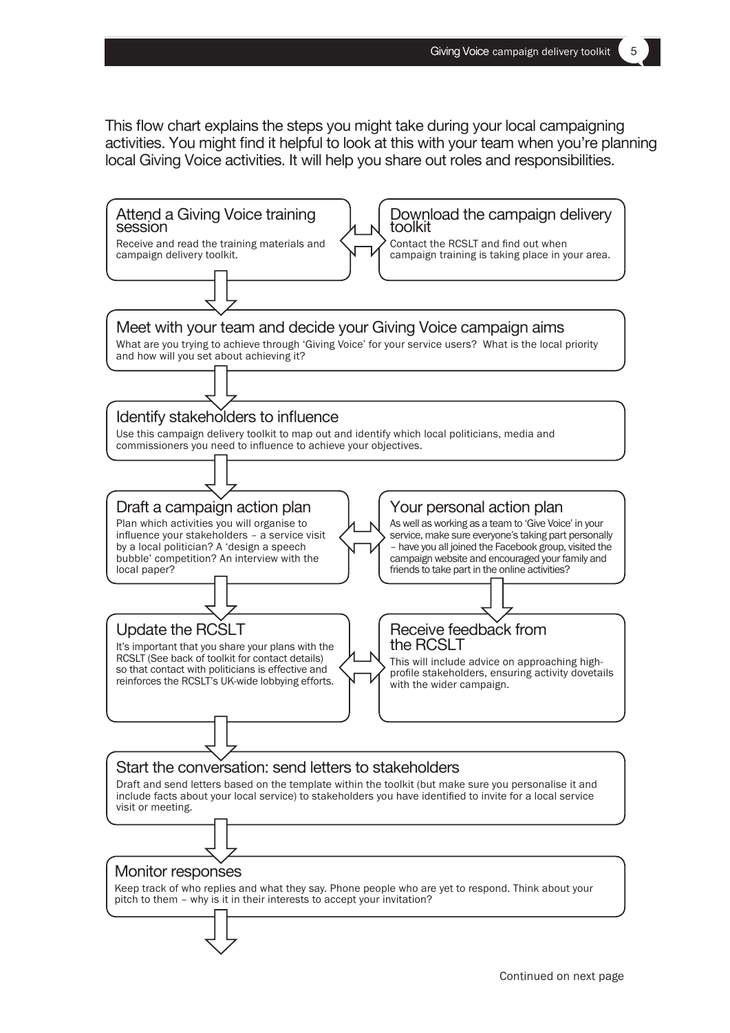This flow chart explains the steps you might take during your local campaigning activities. You might find it helpful to look at this with your team when you're planning local Giving Voice activities. It will help you share out roles and responsibilities.

### Attend a Giving Voice training session

Receive and read the training materials and campaign delivery toolkit.

### Download the campaign delivery toolkit

Contact the RCSLT and find out when campaign training is taking place in your area.

### Meet with your team and decide your Giving Voice campaign aims

What are you trying to achieve through 'Giving Voice' for your service users? What is the local priority and how will you set about achieving it?

### Identify stakeholders to influence

Use this campaign delivery toolkit to map out and identify which local politicians, media and commissioners you need to influence to achieve your objectives.

### Draft a campaign action plan

Plan which activities you will organise to influence your stakeholders – a service visit by a local politician? A 'design a speech bubble' competition? An interview with the local paper?

### Your personal action plan

As well as working as a team to 'Give Voice' in your service, make sure everyone's taking part personally – have you all joined the Facebook group, visited the campaign website and encouraged your family and friends to take part in the online activities?

### Update the RCSLT

It's important that you share your plans with the RCSLT (See back of toolkit for contact details) so that contact with politicians is effective and reinforces the RCSLT's UK-wide lobbying efforts.

### Receive feedback from the RCSLT

This will include advice on approaching high-profile stakeholders, ensuring activity dovetails with the wider campaign.

### Start the conversation: send letters to stakeholders

Draft and send letters based on the template within the toolkit (but make sure you personalise it and include facts about your local service) to stakeholders you have identified to invite for a local service visit or meeting.

### Monitor responses

Keep track of who replies and what they say. Phone people who are yet to respond. Think about your pitch to them – why is it in their interests to accept your invitation?

Continued on next page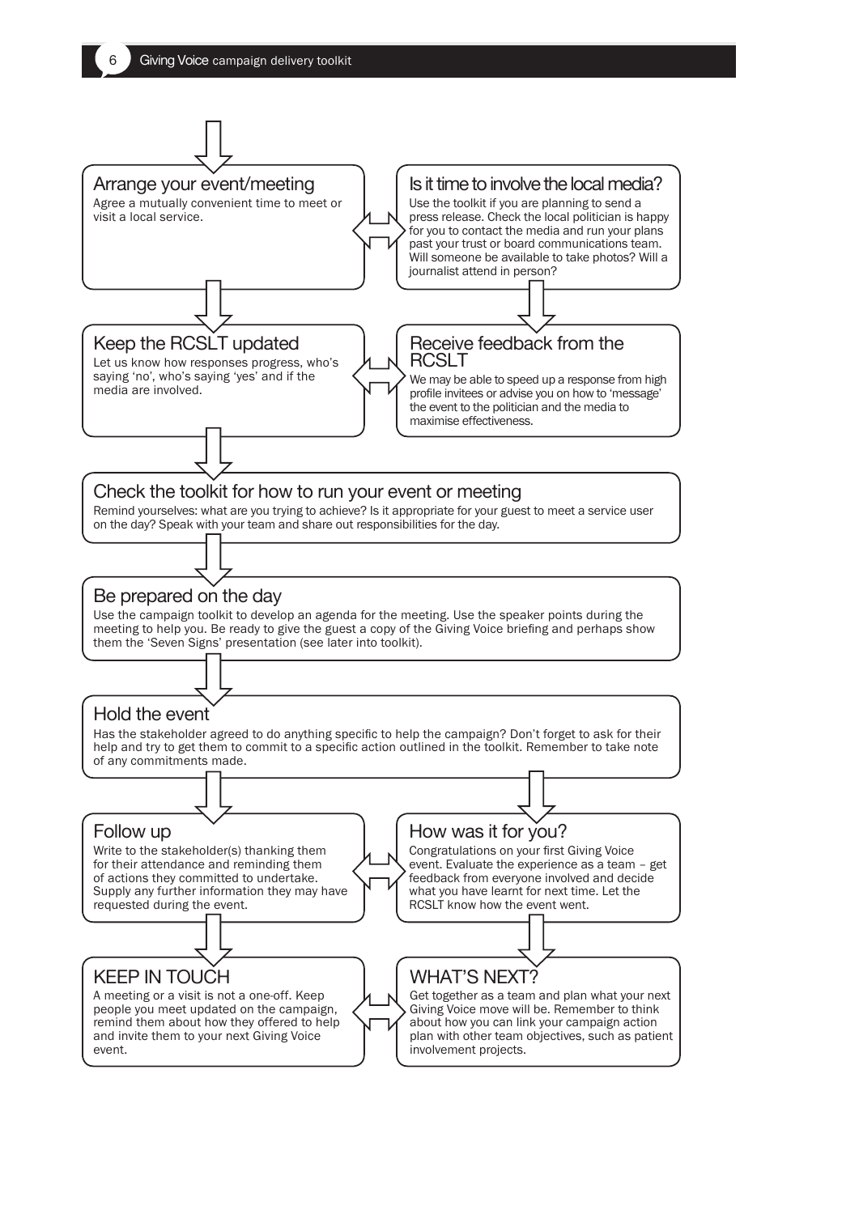## Arrange your event/meeting

Agree a mutually convenient time to meet or visit a local service.

## Is it time to involve the local media?

Use the toolkit if you are planning to send a press release. Check the local politician is happy for you to contact the media and run your plans past your trust or board communications team. Will someone be available to take photos? Will a journalist attend in person?

## Keep the RCSLT updated

Let us know how responses progress, who's saying 'no', who's saying 'yes' and if the media are involved.

## Receive feedback from the RCSLT

We may be able to speed up a response from high profile invitees or advise you on how to 'message' the event to the politician and the media to maximise effectiveness.

## Check the toolkit for how to run your event or meeting

Remind yourselves: what are you trying to achieve? Is it appropriate for your guest to meet a service user on the day? Speak with your team and share out responsibilities for the day.

## Be prepared on the day

Use the campaign toolkit to develop an agenda for the meeting. Use the speaker points during the meeting to help you. Be ready to give the guest a copy of the Giving Voice briefing and perhaps show them the 'Seven Signs' presentation (see later into toolkit).

## Hold the event

Has the stakeholder agreed to do anything specific to help the campaign? Don't forget to ask for their help and try to get them to commit to a specific action outlined in the toolkit. Remember to take note of any commitments made.

## Follow up

Write to the stakeholder(s) thanking them for their attendance and reminding them of actions they committed to undertake. Supply any further information they may have requested during the event.

## How was it for you?

Congratulations on your first Giving Voice event. Evaluate the experience as a team – get feedback from everyone involved and decide what you have learnt for next time. Let the RCSLT know how the event went.

## KEEP IN TOUCH

A meeting or a visit is not a one-off. Keep people you meet updated on the campaign, remind them about how they offered to help and invite them to your next Giving Voice event.

## WHAT'S NEXT?

Get together as a team and plan what your next Giving Voice move will be. Remember to think about how you can link your campaign action plan with other team objectives, such as patient involvement projects.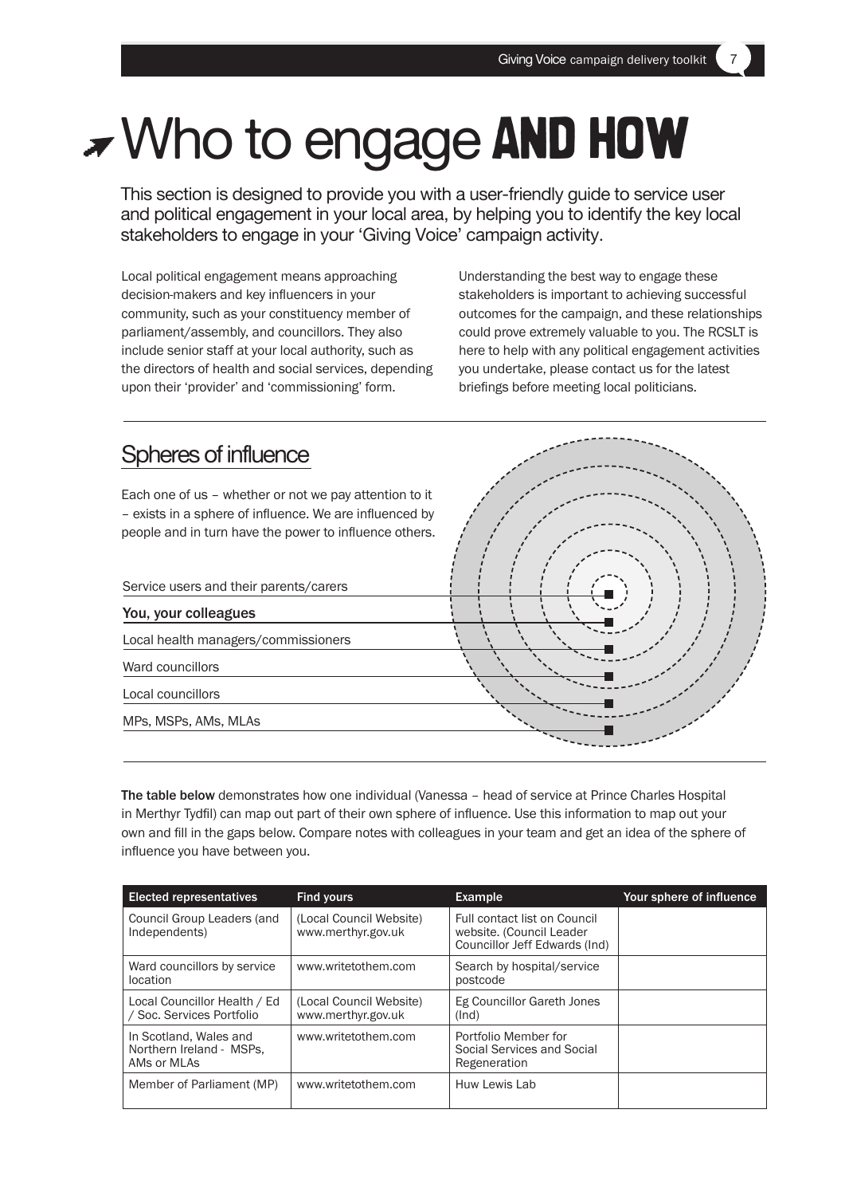# Who to engage AND HOW

This section is designed to provide you with a user-friendly guide to service user and political engagement in your local area, by helping you to identify the key local stakeholders to engage in your 'Giving Voice' campaign activity.

Local political engagement means approaching decision-makers and key influencers in your community, such as your constituency member of parliament/assembly, and councillors. They also include senior staff at your local authority, such as the directors of health and social services, depending upon their 'provider' and 'commissioning' form.

Understanding the best way to engage these stakeholders is important to achieving successful outcomes for the campaign, and these relationships could prove extremely valuable to you. The RCSLT is here to help with any political engagement activities you undertake, please contact us for the latest briefings before meeting local politicians.

## Spheres of influence

Each one of us – whether or not we pay attention to it – exists in a sphere of influence. We are influenced by people and in turn have the power to influence others.

- Service users and their parents/carers
- **You, your colleagues**
- Local health managers/commissioners
- Ward councillors
- Local councillors
- MPs, MSPs, AMs, MLAs

**The table below** demonstrates how one individual (Vanessa – head of service at Prince Charles Hospital in Merthyr Tydfil) can map out part of their own sphere of influence. Use this information to map out your own and fill in the gaps below. Compare notes with colleagues in your team and get an idea of the sphere of influence you have between you.

| Elected representatives | Find yours | Example | Your sphere of influence |
|---|---|---|---|
| Council Group Leaders (and Independents) | (Local Council Website) www.merthyr.gov.uk | Full contact list on Council website. (Council Leader Councillor Jeff Edwards (Ind) | |
| Ward councillors by service location | www.writetothem.com | Search by hospital/service postcode | |
| Local Councillor Health / Ed / Soc. Services Portfolio | (Local Council Website) www.merthyr.gov.uk | Eg Councillor Gareth Jones (Ind) | |
| In Scotland, Wales and Northern Ireland - MSPs, AMs or MLAs | www.writetothem.com | Portfolio Member for Social Services and Social Regeneration | |
| Member of Parliament (MP) | www.writetothem.com | Huw Lewis Lab | |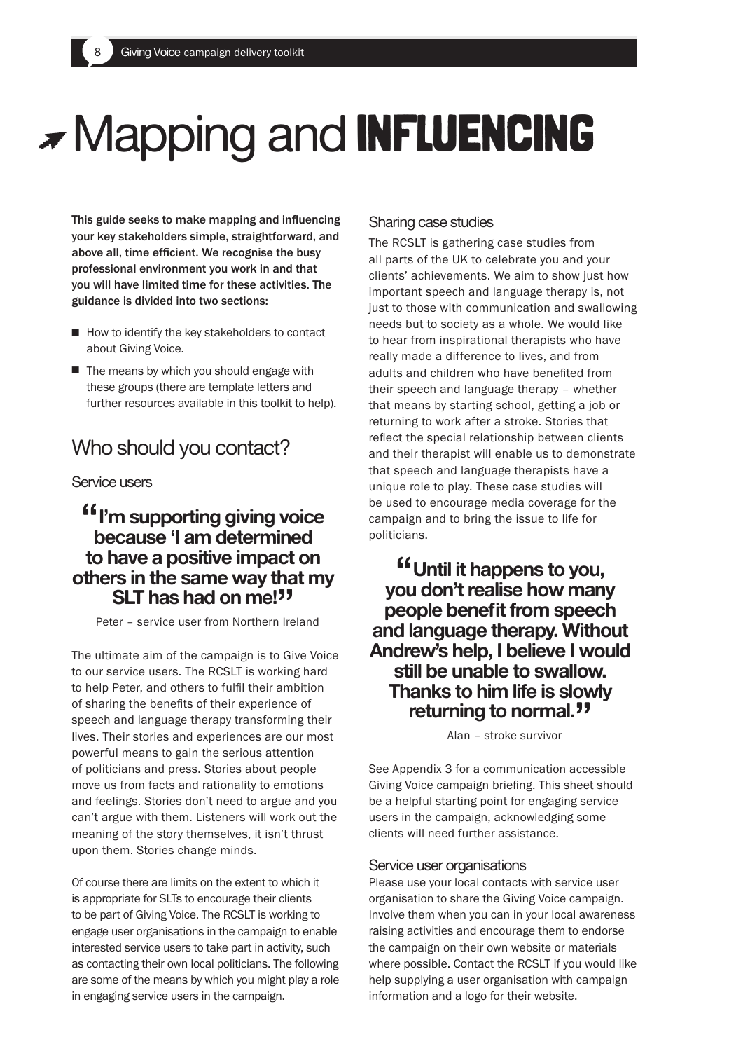# Mapping and INFLUENCING

**This guide seeks to make mapping and influencing your key stakeholders simple, straightforward, and above all, time efficient. We recognise the busy professional environment you work in and that you will have limited time for these activities. The guidance is divided into two sections:**

- How to identify the key stakeholders to contact about Giving Voice.
- The means by which you should engage with these groups (there are template letters and further resources available in this toolkit to help).

## Who should you contact?

### Service users

> **"I'm supporting giving voice because 'I am determined to have a positive impact on others in the same way that my SLT has had on me!"**
>
> Peter – service user from Northern Ireland

The ultimate aim of the campaign is to Give Voice to our service users. The RCSLT is working hard to help Peter, and others to fulfil their ambition of sharing the benefits of their experience of speech and language therapy transforming their lives. Their stories and experiences are our most powerful means to gain the serious attention of politicians and press. Stories about people move us from facts and rationality to emotions and feelings. Stories don't need to argue and you can't argue with them. Listeners will work out the meaning of the story themselves, it isn't thrust upon them. Stories change minds.

Of course there are limits on the extent to which it is appropriate for SLTs to encourage their clients to be part of Giving Voice. The RCSLT is working to engage user organisations in the campaign to enable interested service users to take part in activity, such as contacting their own local politicians. The following are some of the means by which you might play a role in engaging service users in the campaign.

### Sharing case studies

The RCSLT is gathering case studies from all parts of the UK to celebrate you and your clients' achievements. We aim to show just how important speech and language therapy is, not just to those with communication and swallowing needs but to society as a whole. We would like to hear from inspirational therapists who have really made a difference to lives, and from adults and children who have benefited from their speech and language therapy – whether that means by starting school, getting a job or returning to work after a stroke. Stories that reflect the special relationship between clients and their therapist will enable us to demonstrate that speech and language therapists have a unique role to play. These case studies will be used to encourage media coverage for the campaign and to bring the issue to life for politicians.

> **"Until it happens to you, you don't realise how many people benefit from speech and language therapy. Without Andrew's help, I believe I would still be unable to swallow. Thanks to him life is slowly returning to normal."**
>
> Alan – stroke survivor

See Appendix 3 for a communication accessible Giving Voice campaign briefing. This sheet should be a helpful starting point for engaging service users in the campaign, acknowledging some clients will need further assistance.

### Service user organisations

Please use your local contacts with service user organisation to share the Giving Voice campaign. Involve them when you can in your local awareness raising activities and encourage them to endorse the campaign on their own website or materials where possible. Contact the RCSLT if you would like help supplying a user organisation with campaign information and a logo for their website.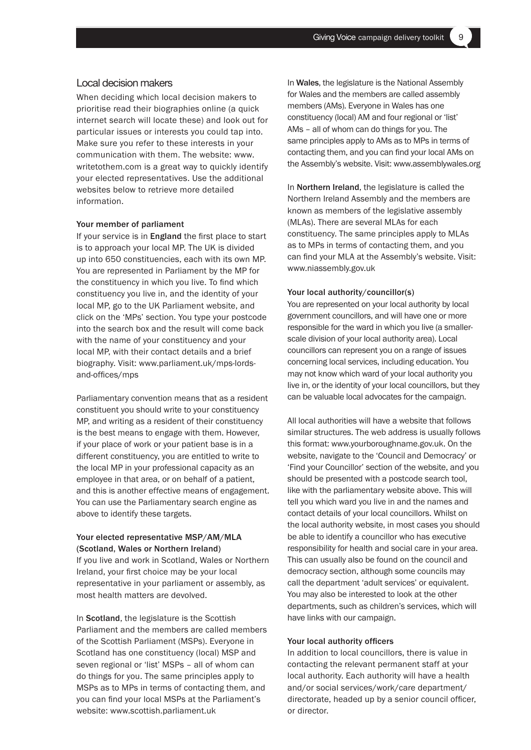## Local decision makers

When deciding which local decision makers to prioritise read their biographies online (a quick internet search will locate these) and look out for particular issues or interests you could tap into. Make sure you refer to these interests in your communication with them. The website: www.writetothem.com is a great way to quickly identify your elected representatives. Use the additional websites below to retrieve more detailed information.

### Your member of parliament

If your service is in **England** the first place to start is to approach your local MP. The UK is divided up into 650 constituencies, each with its own MP. You are represented in Parliament by the MP for the constituency in which you live. To find which constituency you live in, and the identity of your local MP, go to the UK Parliament website, and click on the 'MPs' section. You type your postcode into the search box and the result will come back with the name of your constituency and your local MP, with their contact details and a brief biography. Visit: www.parliament.uk/mps-lords-and-offices/mps

Parliamentary convention means that as a resident constituent you should write to your constituency MP, and writing as a resident of their constituency is the best means to engage with them. However, if your place of work or your patient base is in a different constituency, you are entitled to write to the local MP in your professional capacity as an employee in that area, or on behalf of a patient, and this is another effective means of engagement. You can use the Parliamentary search engine as above to identify these targets.

### Your elected representative MSP/AM/MLA (Scotland, Wales or Northern Ireland)

If you live and work in Scotland, Wales or Northern Ireland, your first choice may be your local representative in your parliament or assembly, as most health matters are devolved.

In **Scotland**, the legislature is the Scottish Parliament and the members are called members of the Scottish Parliament (MSPs). Everyone in Scotland has one constituency (local) MSP and seven regional or 'list' MSPs – all of whom can do things for you. The same principles apply to MSPs as to MPs in terms of contacting them, and you can find your local MSPs at the Parliament's website: www.scottish.parliament.uk

In **Wales**, the legislature is the National Assembly for Wales and the members are called assembly members (AMs). Everyone in Wales has one constituency (local) AM and four regional or 'list' AMs – all of whom can do things for you. The same principles apply to AMs as to MPs in terms of contacting them, and you can find your local AMs on the Assembly's website. Visit: www.assemblywales.org

In **Northern Ireland**, the legislature is called the Northern Ireland Assembly and the members are known as members of the legislative assembly (MLAs). There are several MLAs for each constituency. The same principles apply to MLAs as to MPs in terms of contacting them, and you can find your MLA at the Assembly's website. Visit: www.niassembly.gov.uk

### Your local authority/councillor(s)

You are represented on your local authority by local government councillors, and will have one or more responsible for the ward in which you live (a smaller-scale division of your local authority area). Local councillors can represent you on a range of issues concerning local services, including education. You may not know which ward of your local authority you live in, or the identity of your local councillors, but they can be valuable local advocates for the campaign.

All local authorities will have a website that follows similar structures. The web address is usually follows this format: www.yourboroughname.gov.uk. On the website, navigate to the 'Council and Democracy' or 'Find your Councillor' section of the website, and you should be presented with a postcode search tool, like with the parliamentary website above. This will tell you which ward you live in and the names and contact details of your local councillors. Whilst on the local authority website, in most cases you should be able to identify a councillor who has executive responsibility for health and social care in your area. This can usually also be found on the council and democracy section, although some councils may call the department 'adult services' or equivalent. You may also be interested to look at the other departments, such as children's services, which will have links with our campaign.

### Your local authority officers

In addition to local councillors, there is value in contacting the relevant permanent staff at your local authority. Each authority will have a health and/or social services/work/care department/directorate, headed up by a senior council officer, or director.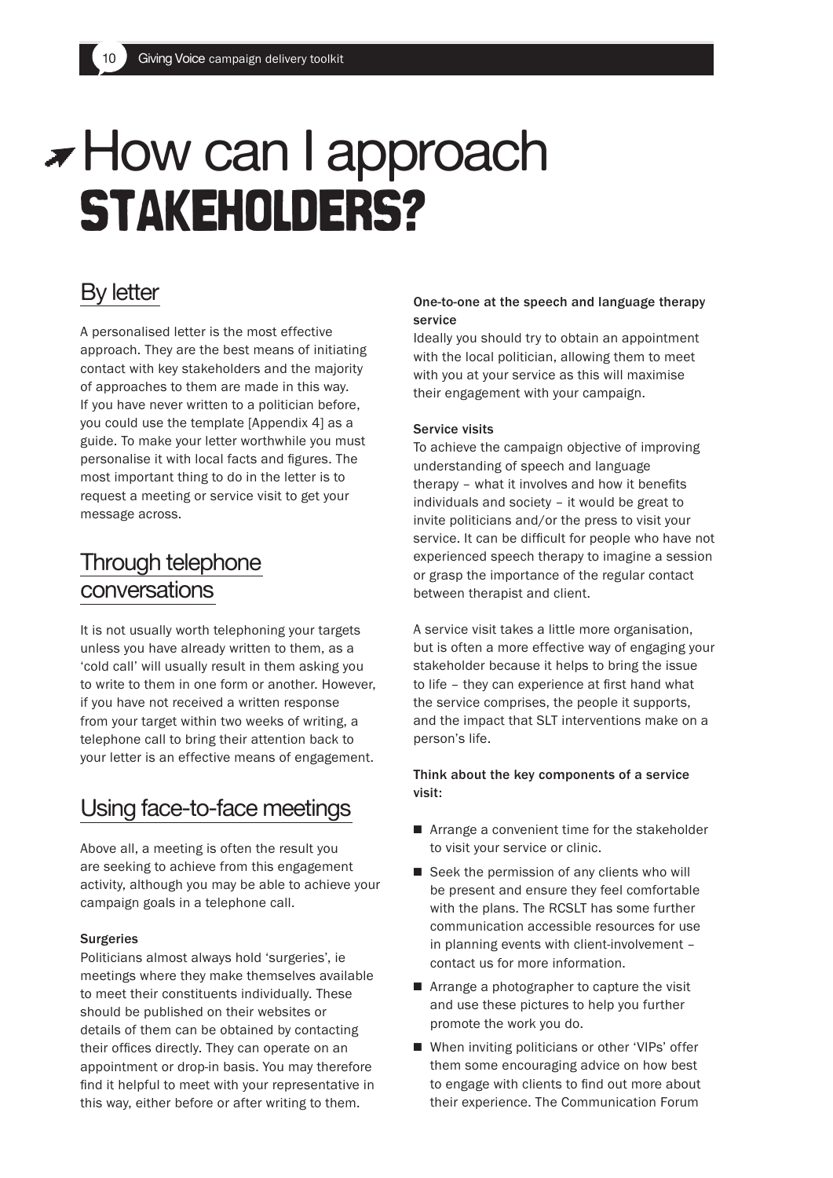# How can I approach STAKEHOLDERS?

## By letter

A personalised letter is the most effective approach. They are the best means of initiating contact with key stakeholders and the majority of approaches to them are made in this way. If you have never written to a politician before, you could use the template [Appendix 4] as a guide. To make your letter worthwhile you must personalise it with local facts and figures. The most important thing to do in the letter is to request a meeting or service visit to get your message across.

## Through telephone conversations

It is not usually worth telephoning your targets unless you have already written to them, as a 'cold call' will usually result in them asking you to write to them in one form or another. However, if you have not received a written response from your target within two weeks of writing, a telephone call to bring their attention back to your letter is an effective means of engagement.

## Using face-to-face meetings

Above all, a meeting is often the result you are seeking to achieve from this engagement activity, although you may be able to achieve your campaign goals in a telephone call.

**Surgeries**

Politicians almost always hold 'surgeries', ie meetings where they make themselves available to meet their constituents individually. These should be published on their websites or details of them can be obtained by contacting their offices directly. They can operate on an appointment or drop-in basis. You may therefore find it helpful to meet with your representative in this way, either before or after writing to them.

**One-to-one at the speech and language therapy service**

Ideally you should try to obtain an appointment with the local politician, allowing them to meet with you at your service as this will maximise their engagement with your campaign.

**Service visits**

To achieve the campaign objective of improving understanding of speech and language therapy – what it involves and how it benefits individuals and society – it would be great to invite politicians and/or the press to visit your service. It can be difficult for people who have not experienced speech therapy to imagine a session or grasp the importance of the regular contact between therapist and client.

A service visit takes a little more organisation, but is often a more effective way of engaging your stakeholder because it helps to bring the issue to life – they can experience at first hand what the service comprises, the people it supports, and the impact that SLT interventions make on a person's life.

**Think about the key components of a service visit:**

- Arrange a convenient time for the stakeholder to visit your service or clinic.
- Seek the permission of any clients who will be present and ensure they feel comfortable with the plans. The RCSLT has some further communication accessible resources for use in planning events with client-involvement – contact us for more information.
- Arrange a photographer to capture the visit and use these pictures to help you further promote the work you do.
- When inviting politicians or other 'VIPs' offer them some encouraging advice on how best to engage with clients to find out more about their experience. The Communication Forum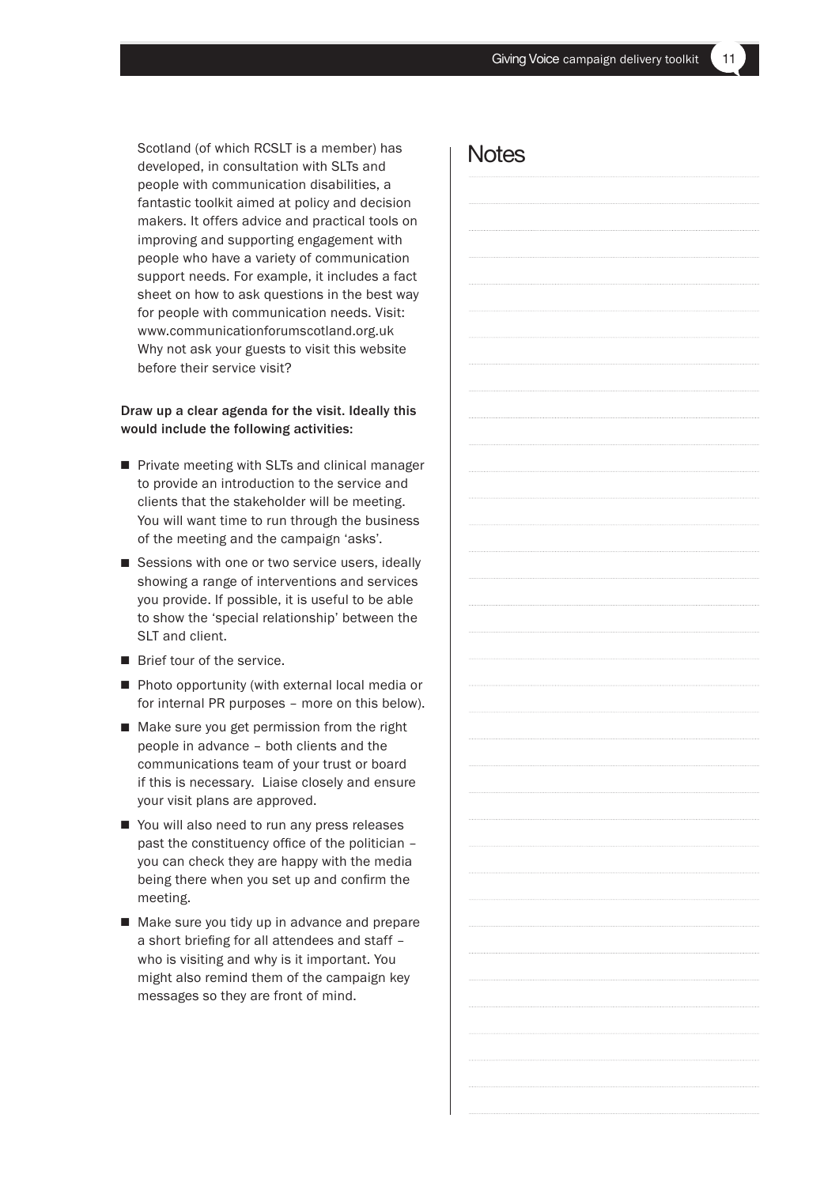Scotland (of which RCSLT is a member) has developed, in consultation with SLTs and people with communication disabilities, a fantastic toolkit aimed at policy and decision makers. It offers advice and practical tools on improving and supporting engagement with people who have a variety of communication support needs. For example, it includes a fact sheet on how to ask questions in the best way for people with communication needs. Visit: www.communicationforumscotland.org.uk Why not ask your guests to visit this website before their service visit?

**Draw up a clear agenda for the visit. Ideally this would include the following activities:**

- Private meeting with SLTs and clinical manager to provide an introduction to the service and clients that the stakeholder will be meeting. You will want time to run through the business of the meeting and the campaign 'asks'.
- Sessions with one or two service users, ideally showing a range of interventions and services you provide. If possible, it is useful to be able to show the 'special relationship' between the SLT and client.
- Brief tour of the service.
- Photo opportunity (with external local media or for internal PR purposes – more on this below).
- Make sure you get permission from the right people in advance – both clients and the communications team of your trust or board if this is necessary. Liaise closely and ensure your visit plans are approved.
- You will also need to run any press releases past the constituency office of the politician – you can check they are happy with the media being there when you set up and confirm the meeting.
- Make sure you tidy up in advance and prepare a short briefing for all attendees and staff – who is visiting and why is it important. You might also remind them of the campaign key messages so they are front of mind.

## Notes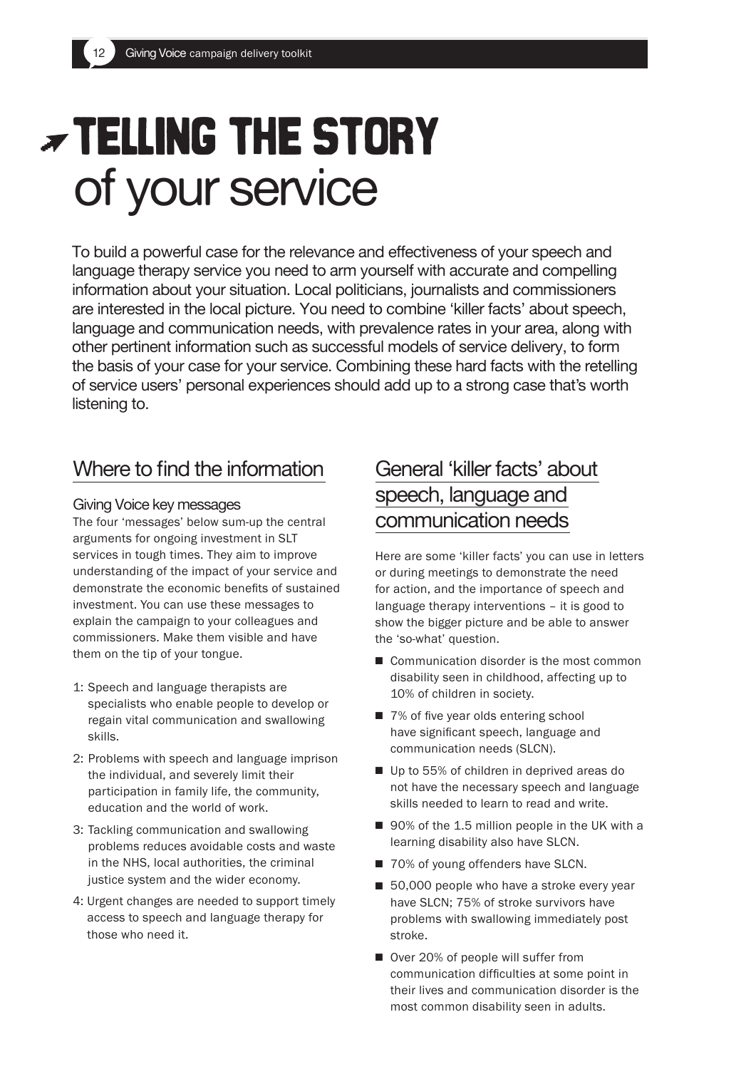# TELLING THE STORY of your service

To build a powerful case for the relevance and effectiveness of your speech and language therapy service you need to arm yourself with accurate and compelling information about your situation. Local politicians, journalists and commissioners are interested in the local picture. You need to combine 'killer facts' about speech, language and communication needs, with prevalence rates in your area, along with other pertinent information such as successful models of service delivery, to form the basis of your case for your service. Combining these hard facts with the retelling of service users' personal experiences should add up to a strong case that's worth listening to.

## Where to find the information

### Giving Voice key messages

The four 'messages' below sum-up the central arguments for ongoing investment in SLT services in tough times. They aim to improve understanding of the impact of your service and demonstrate the economic benefits of sustained investment. You can use these messages to explain the campaign to your colleagues and commissioners. Make them visible and have them on the tip of your tongue.

1: Speech and language therapists are specialists who enable people to develop or regain vital communication and swallowing skills.

2: Problems with speech and language imprison the individual, and severely limit their participation in family life, the community, education and the world of work.

3: Tackling communication and swallowing problems reduces avoidable costs and waste in the NHS, local authorities, the criminal justice system and the wider economy.

4: Urgent changes are needed to support timely access to speech and language therapy for those who need it.

## General 'killer facts' about speech, language and communication needs

Here are some 'killer facts' you can use in letters or during meetings to demonstrate the need for action, and the importance of speech and language therapy interventions – it is good to show the bigger picture and be able to answer the 'so-what' question.

- Communication disorder is the most common disability seen in childhood, affecting up to 10% of children in society.
- 7% of five year olds entering school have significant speech, language and communication needs (SLCN).
- Up to 55% of children in deprived areas do not have the necessary speech and language skills needed to learn to read and write.
- 90% of the 1.5 million people in the UK with a learning disability also have SLCN.
- 70% of young offenders have SLCN.
- 50,000 people who have a stroke every year have SLCN; 75% of stroke survivors have problems with swallowing immediately post stroke.
- Over 20% of people will suffer from communication difficulties at some point in their lives and communication disorder is the most common disability seen in adults.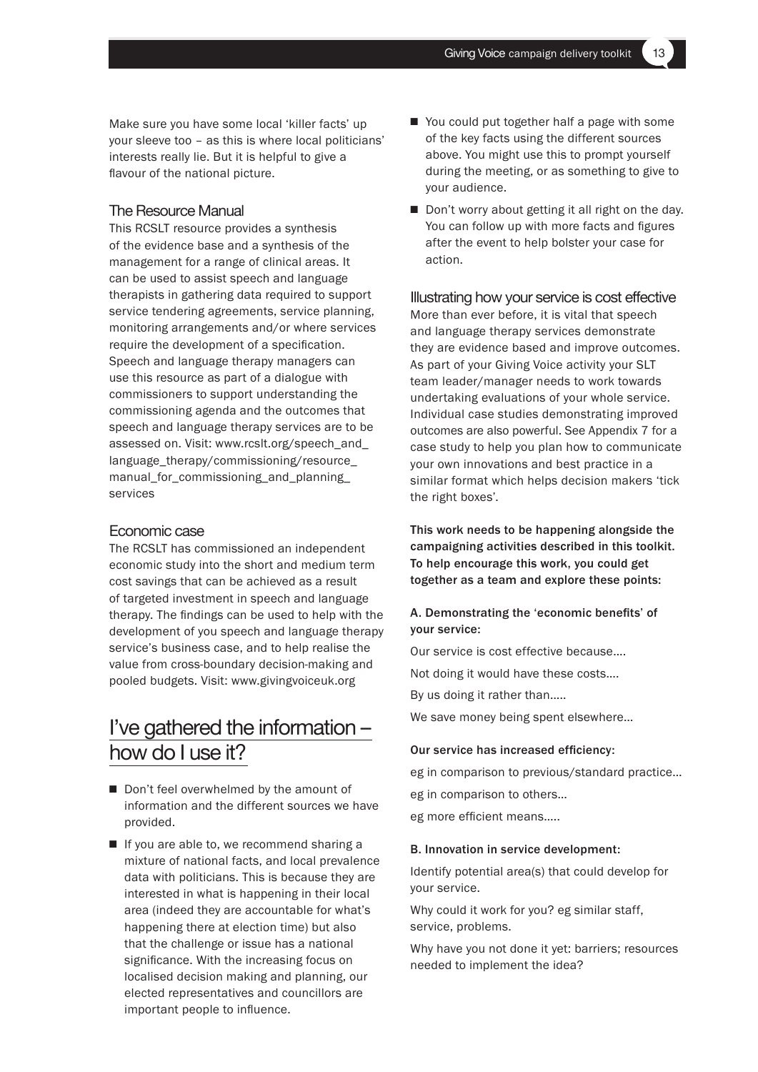Make sure you have some local 'killer facts' up your sleeve too – as this is where local politicians' interests really lie. But it is helpful to give a flavour of the national picture.

### The Resource Manual

This RCSLT resource provides a synthesis of the evidence base and a synthesis of the management for a range of clinical areas. It can be used to assist speech and language therapists in gathering data required to support service tendering agreements, service planning, monitoring arrangements and/or where services require the development of a specification. Speech and language therapy managers can use this resource as part of a dialogue with commissioners to support understanding the commissioning agenda and the outcomes that speech and language therapy services are to be assessed on. Visit: www.rcslt.org/speech_and_language_therapy/commissioning/resource_manual_for_commissioning_and_planning_services

### Economic case

The RCSLT has commissioned an independent economic study into the short and medium term cost savings that can be achieved as a result of targeted investment in speech and language therapy. The findings can be used to help with the development of you speech and language therapy service's business case, and to help realise the value from cross-boundary decision-making and pooled budgets. Visit: www.givingvoiceuk.org

## I've gathered the information – how do I use it?

- Don't feel overwhelmed by the amount of information and the different sources we have provided.
- If you are able to, we recommend sharing a mixture of national facts, and local prevalence data with politicians. This is because they are interested in what is happening in their local area (indeed they are accountable for what's happening there at election time) but also that the challenge or issue has a national significance. With the increasing focus on localised decision making and planning, our elected representatives and councillors are important people to influence.
- You could put together half a page with some of the key facts using the different sources above. You might use this to prompt yourself during the meeting, or as something to give to your audience.
- Don't worry about getting it all right on the day. You can follow up with more facts and figures after the event to help bolster your case for action.

### Illustrating how your service is cost effective

More than ever before, it is vital that speech and language therapy services demonstrate they are evidence based and improve outcomes. As part of your Giving Voice activity your SLT team leader/manager needs to work towards undertaking evaluations of your whole service. Individual case studies demonstrating improved outcomes are also powerful. See Appendix 7 for a case study to help you plan how to communicate your own innovations and best practice in a similar format which helps decision makers 'tick the right boxes'.

**This work needs to be happening alongside the campaigning activities described in this toolkit. To help encourage this work, you could get together as a team and explore these points:**

**A. Demonstrating the 'economic benefits' of your service:**

Our service is cost effective because....

Not doing it would have these costs....

By us doing it rather than.....

We save money being spent elsewhere...

**Our service has increased efficiency:**

eg in comparison to previous/standard practice...

eg in comparison to others...

eg more efficient means.....

**B. Innovation in service development:**

Identify potential area(s) that could develop for your service.

Why could it work for you? eg similar staff, service, problems.

Why have you not done it yet: barriers; resources needed to implement the idea?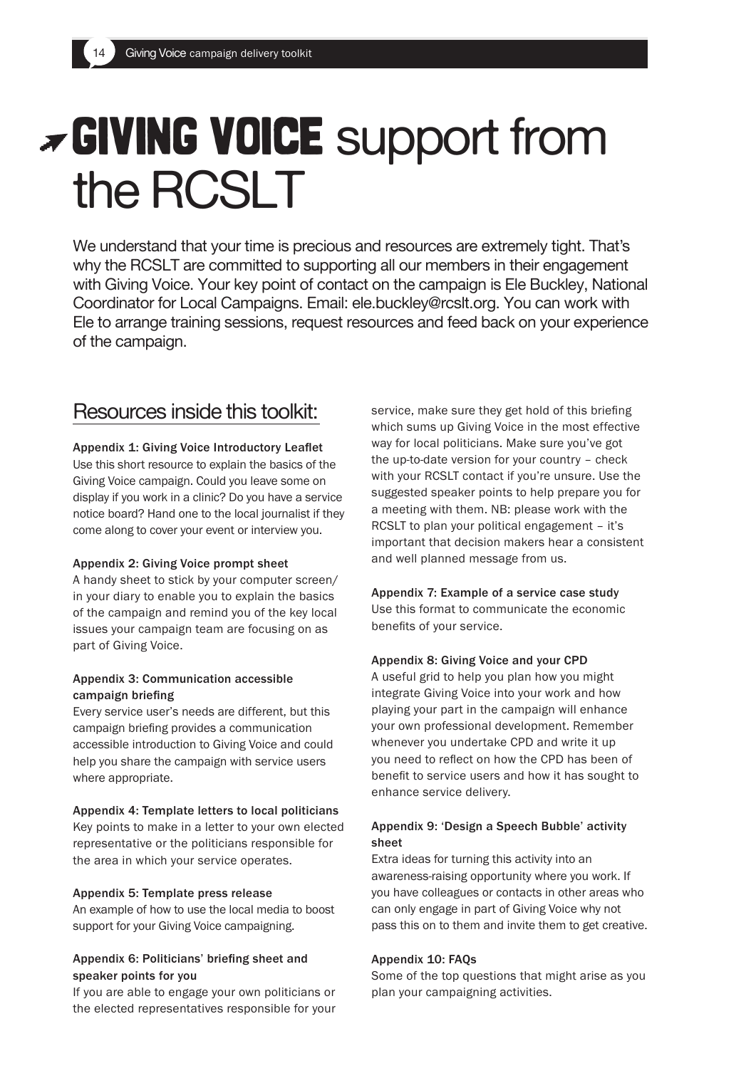# GIVING VOICE support from the RCSLT

We understand that your time is precious and resources are extremely tight. That's why the RCSLT are committed to supporting all our members in their engagement with Giving Voice. Your key point of contact on the campaign is Ele Buckley, National Coordinator for Local Campaigns. Email: ele.buckley@rcslt.org. You can work with Ele to arrange training sessions, request resources and feed back on your experience of the campaign.

## Resources inside this toolkit:

**Appendix 1: Giving Voice Introductory Leaflet**
Use this short resource to explain the basics of the Giving Voice campaign. Could you leave some on display if you work in a clinic? Do you have a service notice board? Hand one to the local journalist if they come along to cover your event or interview you.

**Appendix 2: Giving Voice prompt sheet**
A handy sheet to stick by your computer screen/ in your diary to enable you to explain the basics of the campaign and remind you of the key local issues your campaign team are focusing on as part of Giving Voice.

**Appendix 3: Communication accessible campaign briefing**
Every service user's needs are different, but this campaign briefing provides a communication accessible introduction to Giving Voice and could help you share the campaign with service users where appropriate.

**Appendix 4: Template letters to local politicians**
Key points to make in a letter to your own elected representative or the politicians responsible for the area in which your service operates.

**Appendix 5: Template press release**
An example of how to use the local media to boost support for your Giving Voice campaigning.

**Appendix 6: Politicians' briefing sheet and speaker points for you**
If you are able to engage your own politicians or the elected representatives responsible for your service, make sure they get hold of this briefing which sums up Giving Voice in the most effective way for local politicians. Make sure you've got the up-to-date version for your country – check with your RCSLT contact if you're unsure. Use the suggested speaker points to help prepare you for a meeting with them. NB: please work with the RCSLT to plan your political engagement – it's important that decision makers hear a consistent and well planned message from us.

**Appendix 7: Example of a service case study**
Use this format to communicate the economic benefits of your service.

**Appendix 8: Giving Voice and your CPD**
A useful grid to help you plan how you might integrate Giving Voice into your work and how playing your part in the campaign will enhance your own professional development. Remember whenever you undertake CPD and write it up you need to reflect on how the CPD has been of benefit to service users and how it has sought to enhance service delivery.

**Appendix 9: 'Design a Speech Bubble' activity sheet**
Extra ideas for turning this activity into an awareness-raising opportunity where you work. If you have colleagues or contacts in other areas who can only engage in part of Giving Voice why not pass this on to them and invite them to get creative.

**Appendix 10: FAQs**
Some of the top questions that might arise as you plan your campaigning activities.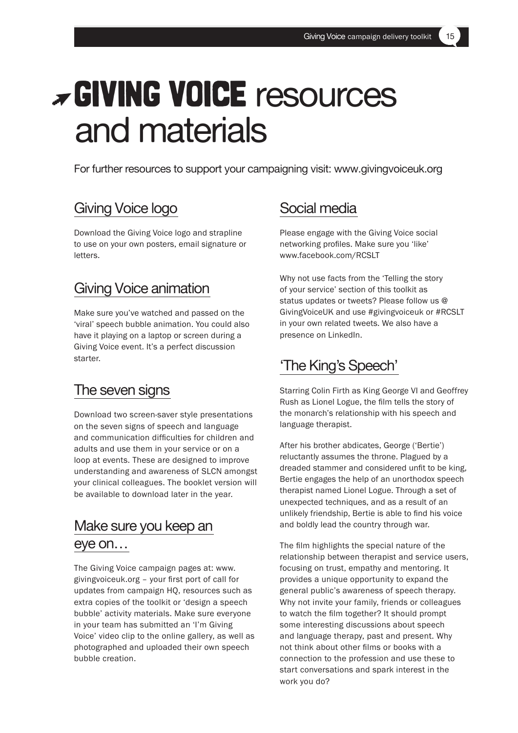# GIVING VOICE resources and materials

For further resources to support your campaigning visit: www.givingvoiceuk.org

## Giving Voice logo

Download the Giving Voice logo and strapline to use on your own posters, email signature or letters.

## Giving Voice animation

Make sure you've watched and passed on the 'viral' speech bubble animation. You could also have it playing on a laptop or screen during a Giving Voice event. It's a perfect discussion starter.

## The seven signs

Download two screen-saver style presentations on the seven signs of speech and language and communication difficulties for children and adults and use them in your service or on a loop at events. These are designed to improve understanding and awareness of SLCN amongst your clinical colleagues. The booklet version will be available to download later in the year.

## Make sure you keep an eye on…

The Giving Voice campaign pages at: www.givingvoiceuk.org – your first port of call for updates from campaign HQ, resources such as extra copies of the toolkit or 'design a speech bubble' activity materials. Make sure everyone in your team has submitted an 'I'm Giving Voice' video clip to the online gallery, as well as photographed and uploaded their own speech bubble creation.

## Social media

Please engage with the Giving Voice social networking profiles. Make sure you 'like' www.facebook.com/RCSLT

Why not use facts from the 'Telling the story of your service' section of this toolkit as status updates or tweets? Please follow us @GivingVoiceUK and use #givingvoiceuk or #RCSLT in your own related tweets. We also have a presence on LinkedIn.

## 'The King's Speech'

Starring Colin Firth as King George VI and Geoffrey Rush as Lionel Logue, the film tells the story of the monarch's relationship with his speech and language therapist.

After his brother abdicates, George ('Bertie') reluctantly assumes the throne. Plagued by a dreaded stammer and considered unfit to be king, Bertie engages the help of an unorthodox speech therapist named Lionel Logue. Through a set of unexpected techniques, and as a result of an unlikely friendship, Bertie is able to find his voice and boldly lead the country through war.

The film highlights the special nature of the relationship between therapist and service users, focusing on trust, empathy and mentoring. It provides a unique opportunity to expand the general public's awareness of speech therapy. Why not invite your family, friends or colleagues to watch the film together? It should prompt some interesting discussions about speech and language therapy, past and present. Why not think about other films or books with a connection to the profession and use these to start conversations and spark interest in the work you do?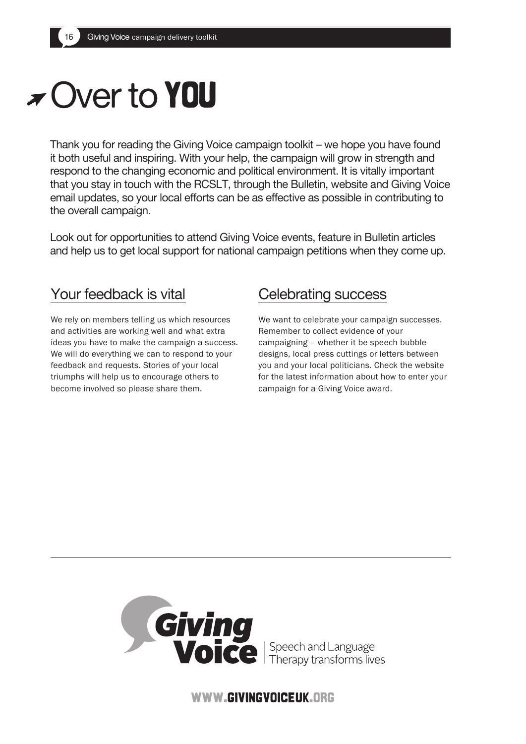# Over to YOU

Thank you for reading the Giving Voice campaign toolkit – we hope you have found it both useful and inspiring. With your help, the campaign will grow in strength and respond to the changing economic and political environment. It is vitally important that you stay in touch with the RCSLT, through the Bulletin, website and Giving Voice email updates, so your local efforts can be as effective as possible in contributing to the overall campaign.

Look out for opportunities to attend Giving Voice events, feature in Bulletin articles and help us to get local support for national campaign petitions when they come up.

## Your feedback is vital

We rely on members telling us which resources and activities are working well and what extra ideas you have to make the campaign a success. We will do everything we can to respond to your feedback and requests. Stories of your local triumphs will help us to encourage others to become involved so please share them.

## Celebrating success

We want to celebrate your campaign successes. Remember to collect evidence of your campaigning – whether it be speech bubble designs, local press cuttings or letters between you and your local politicians. Check the website for the latest information about how to enter your campaign for a Giving Voice award.

Giving Voice | Speech and Language Therapy transforms lives

WWW.GIVINGVOICEUK.ORG